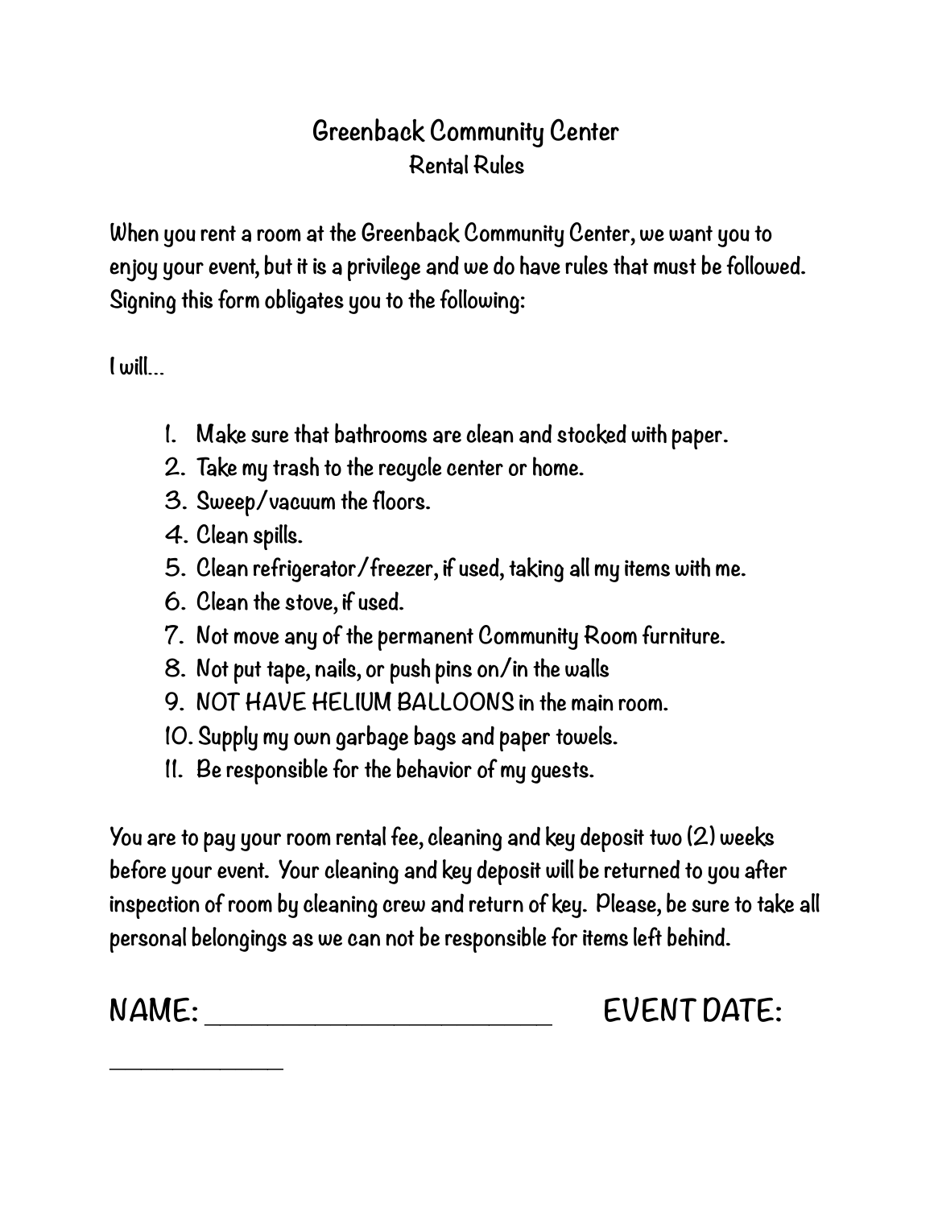# Greenback Community Center

## Rental Rules

When you rent a room at the Greenback Community Center, we want you to enjoy your event, but it is a privilege and we do have rules that must be followed. Signing this form obligates you to the following:

I will…

1. Make sure that bathrooms are clean and stocked with paper.
2. Take my trash to the recycle center or home.
3. Sweep/vacuum the floors.
4. Clean spills.
5. Clean refrigerator/freezer, if used, taking all my items with me.
6. Clean the stove, if used.
7. Not move any of the permanent Community Room furniture.
8. Not put tape, nails, or push pins on/in the walls
9. NOT HAVE HELIUM BALLOONS in the main room.
10. Supply my own garbage bags and paper towels.
11. Be responsible for the behavior of my guests.

You are to pay your room rental fee, cleaning and key deposit two (2) weeks before your event. Your cleaning and key deposit will be returned to you after inspection of room by cleaning crew and return of key. Please, be sure to take all personal belongings as we can not be responsible for items left behind.

NAME: ______________________ EVENT DATE: ____________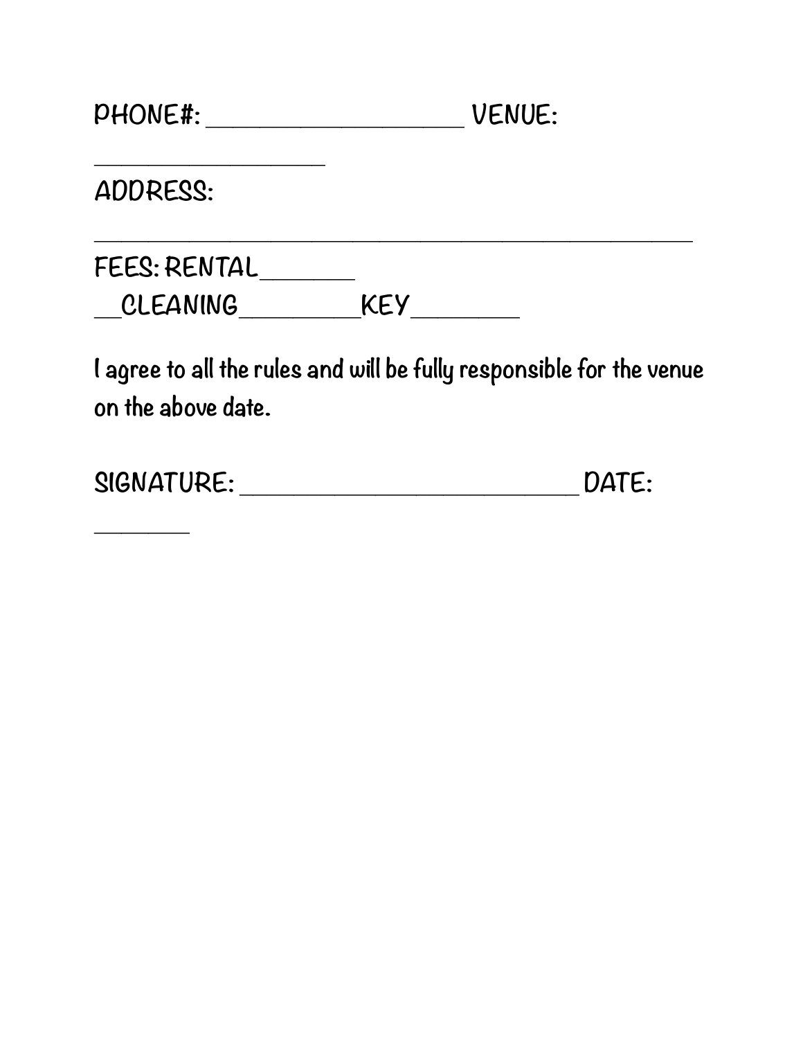PHONE#: ____________________ VENUE:

__________________

ADDRESS:

_______________________________________________

FEES: RENTAL________

__CLEANING__________KEY________

I agree to all the rules and will be fully responsible for the venue on the above date.

SIGNATURE: ___________________________ DATE:

_______